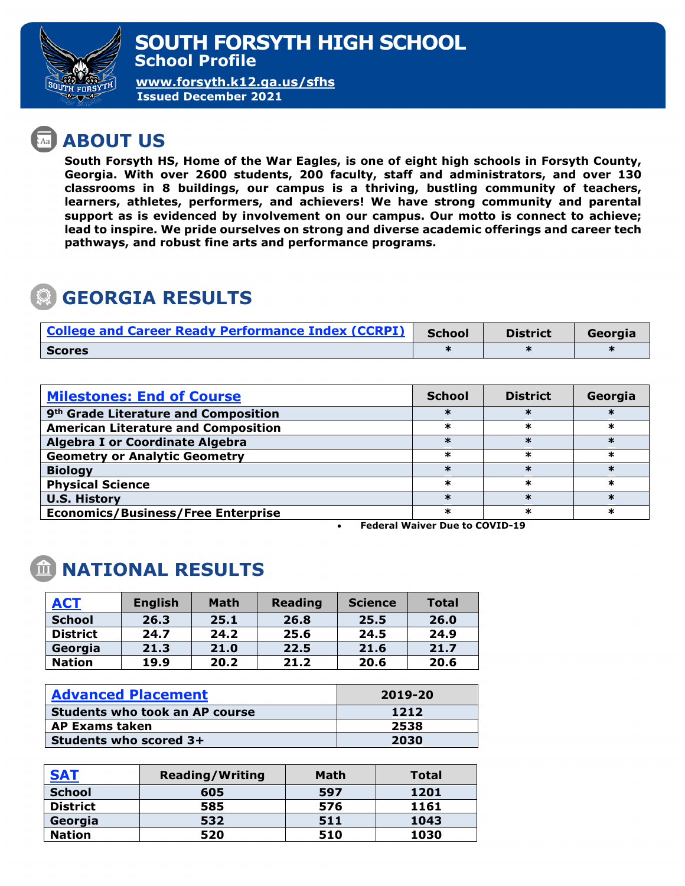# SOUTH FORSYTH HIGH SCHOOL

## School Profile

www.forsyth.k12.ga.us/sfhs

**Issued December 2021**

## ABOUT US

**South Forsyth HS, Home of the War Eagles, is one of eight high schools in Forsyth County, Georgia. With over 2600 students, 200 faculty, staff and administrators, and over 130 classrooms in 8 buildings, our campus is a thriving, bustling community of teachers, learners, athletes, performers, and achievers! We have strong community and parental support as is evidenced by involvement on our campus. Our motto is connect to achieve; lead to inspire. We pride ourselves on strong and diverse academic offerings and career tech pathways, and robust fine arts and performance programs.**

## GEORGIA RESULTS

| College and Career Ready Performance Index (CCRPI) | School | District | Georgia |
|---|---|---|---|
| Scores | * | * | * |

| Milestones: End of Course | School | District | Georgia |
|---|---|---|---|
| 9th Grade Literature and Composition | * | * | * |
| American Literature and Composition | * | * | * |
| Algebra I or Coordinate Algebra | * | * | * |
| Geometry or Analytic Geometry | * | * | * |
| Biology | * | * | * |
| Physical Science | * | * | * |
| U.S. History | * | * | * |
| Economics/Business/Free Enterprise | * | * | * |

- **Federal Waiver Due to COVID-19**

## NATIONAL RESULTS

| ACT | English | Math | Reading | Science | Total |
|---|---|---|---|---|---|
| School | 26.3 | 25.1 | 26.8 | 25.5 | 26.0 |
| District | 24.7 | 24.2 | 25.6 | 24.5 | 24.9 |
| Georgia | 21.3 | 21.0 | 22.5 | 21.6 | 21.7 |
| Nation | 19.9 | 20.2 | 21.2 | 20.6 | 20.6 |

| Advanced Placement | 2019-20 |
|---|---|
| Students who took an AP course | 1212 |
| AP Exams taken | 2538 |
| Students who scored 3+ | 2030 |

| SAT | Reading/Writing | Math | Total |
|---|---|---|---|
| School | 605 | 597 | 1201 |
| District | 585 | 576 | 1161 |
| Georgia | 532 | 511 | 1043 |
| Nation | 520 | 510 | 1030 |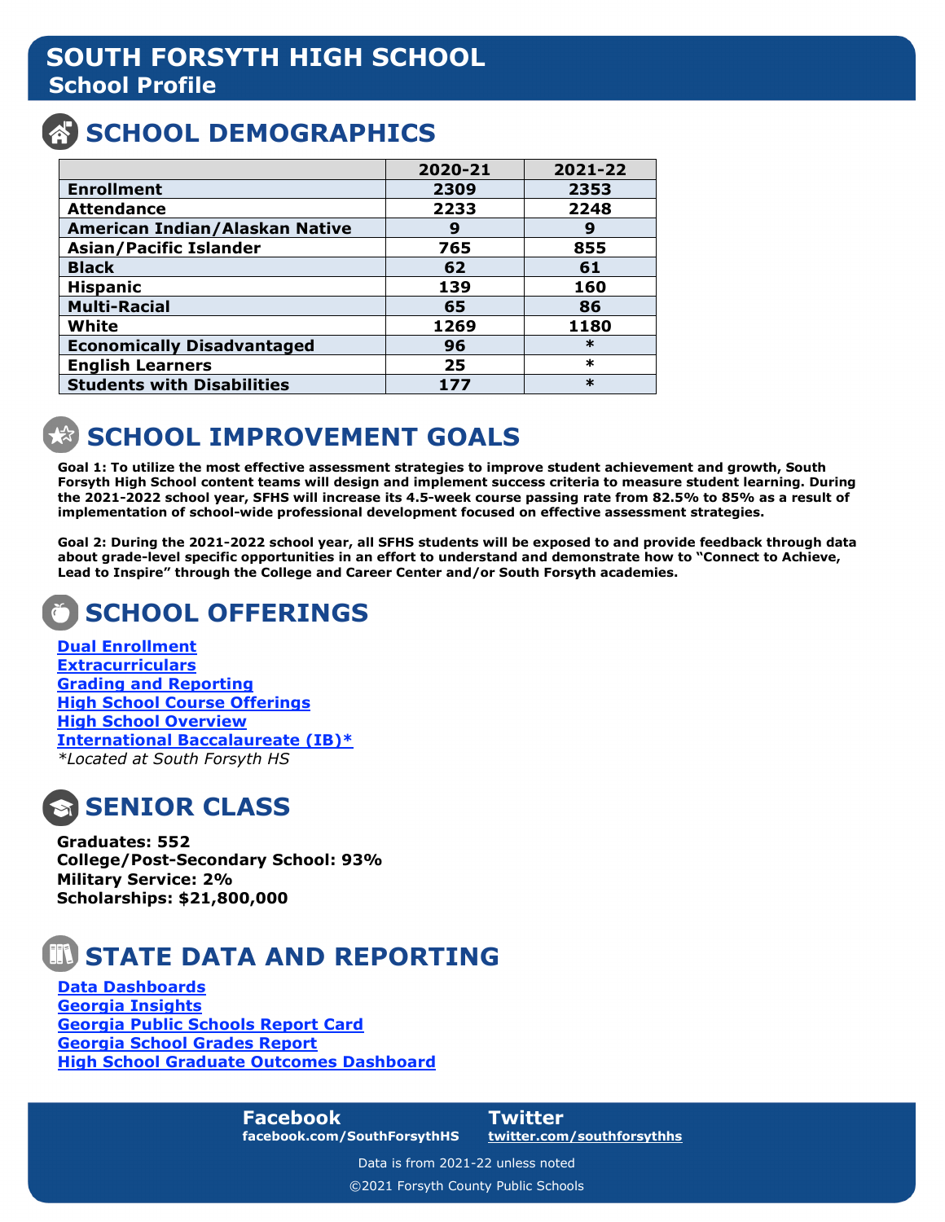# SOUTH FORSYTH HIGH SCHOOL
## School Profile

## SCHOOL DEMOGRAPHICS

| | 2020-21 | 2021-22 |
|---|---|---|
| **Enrollment** | 2309 | 2353 |
| **Attendance** | 2233 | 2248 |
| **American Indian/Alaskan Native** | 9 | 9 |
| **Asian/Pacific Islander** | 765 | 855 |
| **Black** | 62 | 61 |
| **Hispanic** | 139 | 160 |
| **Multi-Racial** | 65 | 86 |
| **White** | 1269 | 1180 |
| **Economically Disadvantaged** | 96 | * |
| **English Learners** | 25 | * |
| **Students with Disabilities** | 177 | * |

## SCHOOL IMPROVEMENT GOALS

**Goal 1: To utilize the most effective assessment strategies to improve student achievement and growth, South Forsyth High School content teams will design and implement success criteria to measure student learning. During the 2021-2022 school year, SFHS will increase its 4.5-week course passing rate from 82.5% to 85% as a result of implementation of school-wide professional development focused on effective assessment strategies.**

**Goal 2: During the 2021-2022 school year, all SFHS students will be exposed to and provide feedback through data about grade-level specific opportunities in an effort to understand and demonstrate how to "Connect to Achieve, Lead to Inspire" through the College and Career Center and/or South Forsyth academies.**

## SCHOOL OFFERINGS

**Dual Enrollment**
**Extracurriculars**
**Grading and Reporting**
**High School Course Offerings**
**High School Overview**
**International Baccalaureate (IB)***
*\*Located at South Forsyth HS*

## SENIOR CLASS

**Graduates: 552**
**College/Post-Secondary School: 93%**
**Military Service: 2%**
**Scholarships: $21,800,000**

## STATE DATA AND REPORTING

**Data Dashboards**
**Georgia Insights**
**Georgia Public Schools Report Card**
**Georgia School Grades Report**
**High School Graduate Outcomes Dashboard**

**Facebook**
facebook.com/SouthForsythHS

**Twitter**
twitter.com/southforsythhs

Data is from 2021-22 unless noted

©2021 Forsyth County Public Schools